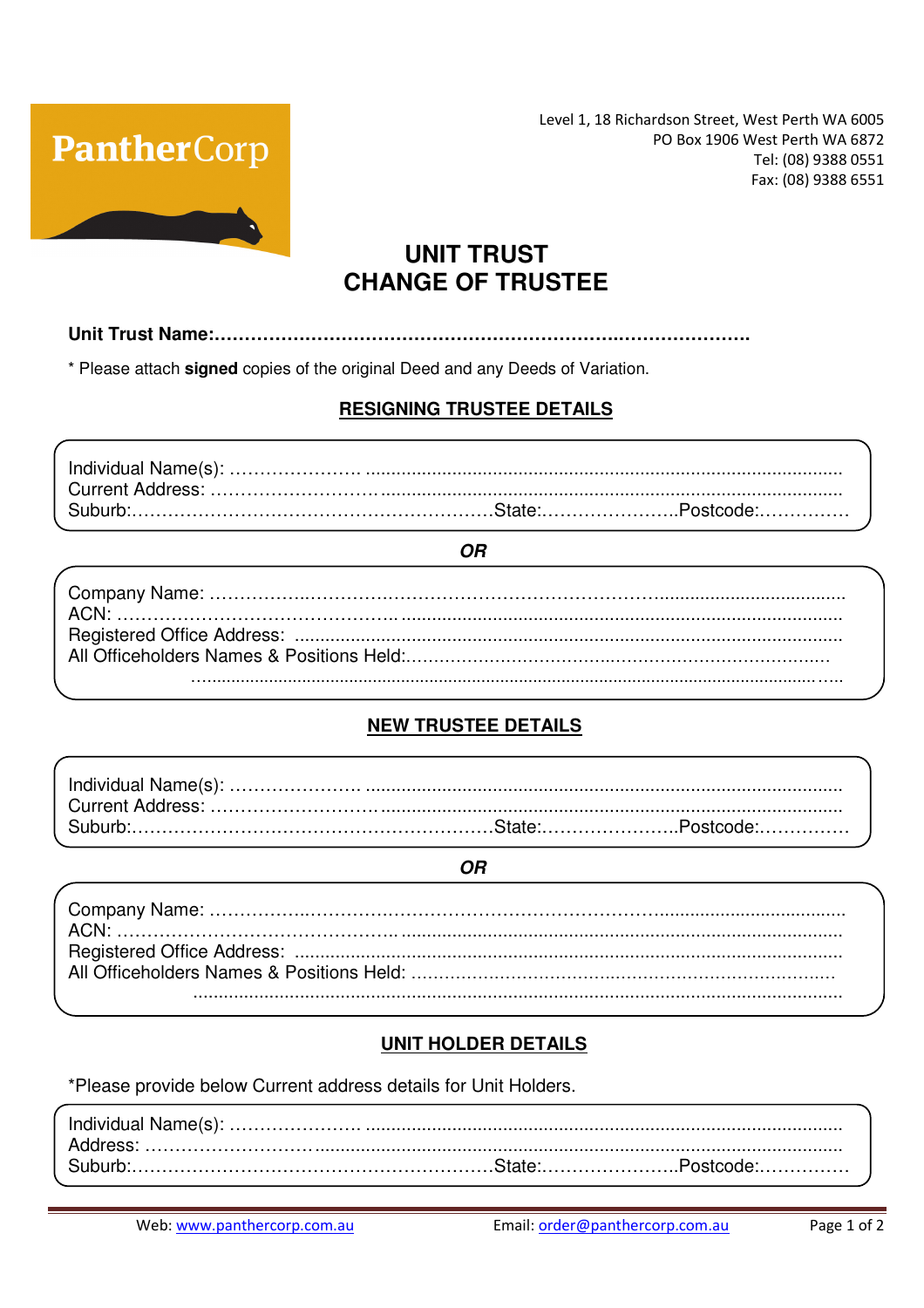PantherCorp

Level 1, 18 Richardson Street, West Perth WA 6005
PO Box 1906 West Perth WA 6872
Tel: (08) 9388 0551
Fax: (08) 9388 6551

# UNIT TRUST
# CHANGE OF TRUSTEE

**Unit Trust Name:……………………………………………………………………………**

* Please attach **signed** copies of the original Deed and any Deeds of Variation.

## RESIGNING TRUSTEE DETAILS

Individual Name(s): …………………………………………………………………………………………
Current Address: ……………………………………………………………………………………………
Suburb:…………………………………………………………State:…………………….Postcode:……………

***OR***

Company Name: ………………………………………………………………………………………………
ACN: …………………………………………………………………………………………………………
Registered Office Address: ……………………………………………………………………………………
All Officeholders Names & Positions Held:…………………………………………………………………
……………………………………………………………………………………………………………………

## NEW TRUSTEE DETAILS

Individual Name(s): …………………………………………………………………………………………
Current Address: ……………………………………………………………………………………………
Suburb:…………………………………………………………State:…………………….Postcode:……………

***OR***

Company Name: ………………………………………………………………………………………………
ACN: …………………………………………………………………………………………………………
Registered Office Address: ……………………………………………………………………………………
All Officeholders Names & Positions Held: …………………………………………………………………
……………………………………………………………………………………………………………………

## UNIT HOLDER DETAILS

*Please provide below Current address details for Unit Holders.

Individual Name(s): …………………………………………………………………………………………
Address: ………………………………………………………………………………………………………
Suburb:…………………………………………………………State:…………………….Postcode:……………

Web: www.panthercorp.com.au  Email: order@panthercorp.com.au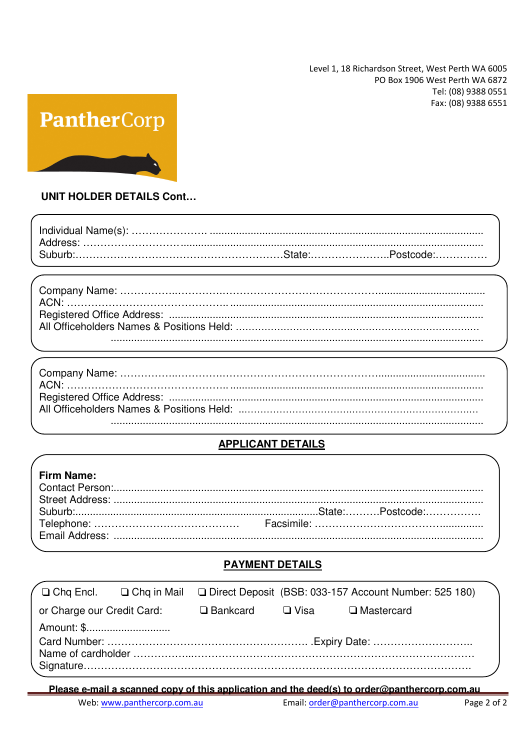Level 1, 18 Richardson Street, West Perth WA 6005
PO Box 1906 West Perth WA 6872
Tel: (08) 9388 0551
Fax: (08) 9388 6551

PantherCorp

**UNIT HOLDER DETAILS Cont…**

Individual Name(s): ………………….. ..............................................................................................
Address: ……………………….........................................................................................................
Suburb:……………………………………………………State:…………………..Postcode:……………

Company Name: ……………..…………….…………………………………………….....................................
ACN: …………………………………….. ........................................................................................
Registered Office Address: ..........................................................................................................
All Officeholders Names & Positions Held: ……………………………………..……………………………
...............................................................................................................................

Company Name: ……………..…………….…………………………………………….....................................
ACN: …………………………………….. ........................................................................................
Registered Office Address: ..........................................................................................................
All Officeholders Names & Positions Held: ……………………………………..……………………………
...............................................................................................................................

## APPLICANT DETAILS

**Firm Name:**
Contact Person:.............................................................................................................................
Street Address: .............................................................................................................................
Suburb:......................................................................................State:……….Postcode:…………….
Telephone: ……………………………………  Facsimile: ……………………………….............
Email Address: ..............................................................................................................................

## PAYMENT DETAILS

❑ Chq Encl. ❑ Chq in Mail ❑ Direct Deposit (BSB: 033-157 Account Number: 525 180)

or Charge our Credit Card: ❑ Bankcard ❑ Visa ❑ Mastercard

Amount: $.............................

Card Number: …………………………………………………. .Expiry Date: ………………………..

Name of cardholder ………………..………………………………………………………………

Signature………………………………………………………………………………………

**Please e-mail a scanned copy of this application and the deed(s) to order@panthercorp.com.au**

Web: www.panthercorp.com.au Email: order@panthercorp.com.au